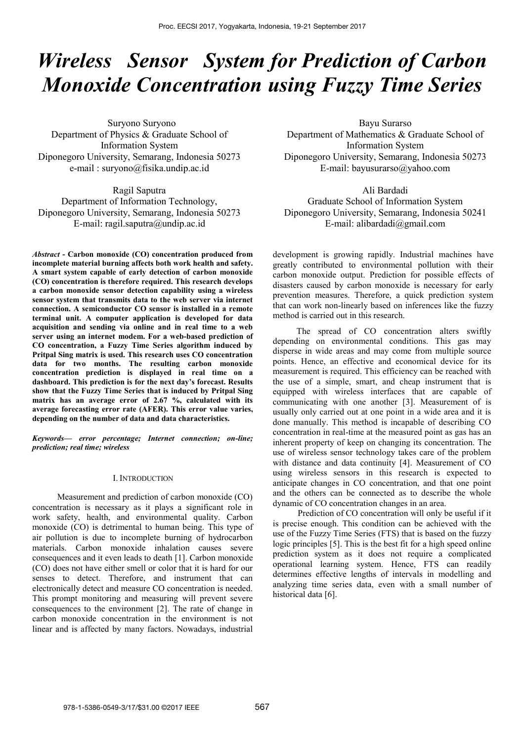# *Wireless Sensor System for Prediction of Carbon Monoxide Concentration using Fuzzy Time Series*

Suryono Suryono
Department of Physics & Graduate School of Information System
Diponegoro University, Semarang, Indonesia 50273
e-mail : suryono@fisika.undip.ac.id

Bayu Surarso
Department of Mathematics & Graduate School of Information System
Diponegoro University, Semarang, Indonesia 50273
E-mail: bayusurarso@yahoo.com

Ragil Saputra
Department of Information Technology,
Diponegoro University, Semarang, Indonesia 50273
E-mail: ragil.saputra@undip.ac.id

Ali Bardadi
Graduate School of Information System
Diponegoro University, Semarang, Indonesia 50241
E-mail: alibardadi@gmail.com

***Abstract* - Carbon monoxide (CO) concentration produced from incomplete material burning affects both work health and safety. A smart system capable of early detection of carbon monoxide (CO) concentration is therefore required. This research develops a carbon monoxide sensor detection capability using a wireless sensor system that transmits data to the web server via internet connection. A semiconductor CO sensor is installed in a remote terminal unit. A computer application is developed for data acquisition and sending via online and in real time to a web server using an internet modem. For a web-based prediction of CO concentration, a Fuzzy Time Series algorithm induced by Pritpal Sing matrix is used. This research uses CO concentration data for two months. The resulting carbon monoxide concentration prediction is displayed in real time on a dashboard. This prediction is for the next day's forecast. Results show that the Fuzzy Time Series that is induced by Pritpal Sing matrix has an average error of 2.67 %, calculated with its average forecasting error rate (AFER). This error value varies, depending on the number of data and data characteristics.**

***Keywords— error percentage; Internet connection; on-line; prediction; real time; wireless***

## I. INTRODUCTION

Measurement and prediction of carbon monoxide (CO) concentration is necessary as it plays a significant role in work safety, health, and environmental quality. Carbon monoxide (CO) is detrimental to human being. This type of air pollution is due to incomplete burning of hydrocarbon materials. Carbon monoxide inhalation causes severe consequences and it even leads to death [1]. Carbon monoxide (CO) does not have either smell or color that it is hard for our senses to detect. Therefore, and instrument that can electronically detect and measure CO concentration is needed. This prompt monitoring and measuring will prevent severe consequences to the environment [2]. The rate of change in carbon monoxide concentration in the environment is not linear and is affected by many factors. Nowadays, industrial development is growing rapidly. Industrial machines have greatly contributed to environmental pollution with their carbon monoxide output. Prediction for possible effects of disasters caused by carbon monoxide is necessary for early prevention measures. Therefore, a quick prediction system that can work non-linearly based on inferences like the fuzzy method is carried out in this research.

The spread of CO concentration alters swiftly depending on environmental conditions. This gas may disperse in wide areas and may come from multiple source points. Hence, an effective and economical device for its measurement is required. This efficiency can be reached with the use of a simple, smart, and cheap instrument that is equipped with wireless interfaces that are capable of communicating with one another [3]. Measurement of is usually only carried out at one point in a wide area and it is done manually. This method is incapable of describing CO concentration in real-time at the measured point as gas has an inherent property of keep on changing its concentration. The use of wireless sensor technology takes care of the problem with distance and data continuity [4]. Measurement of CO using wireless sensors in this research is expected to anticipate changes in CO concentration, and that one point and the others can be connected as to describe the whole dynamic of CO concentration changes in an area.

Prediction of CO concentration will only be useful if it is precise enough. This condition can be achieved with the use of the Fuzzy Time Series (FTS) that is based on the fuzzy logic principles [5]. This is the best fit for a high speed online prediction system as it does not require a complicated operational learning system. Hence, FTS can readily determines effective lengths of intervals in modelling and analyzing time series data, even with a small number of historical data [6].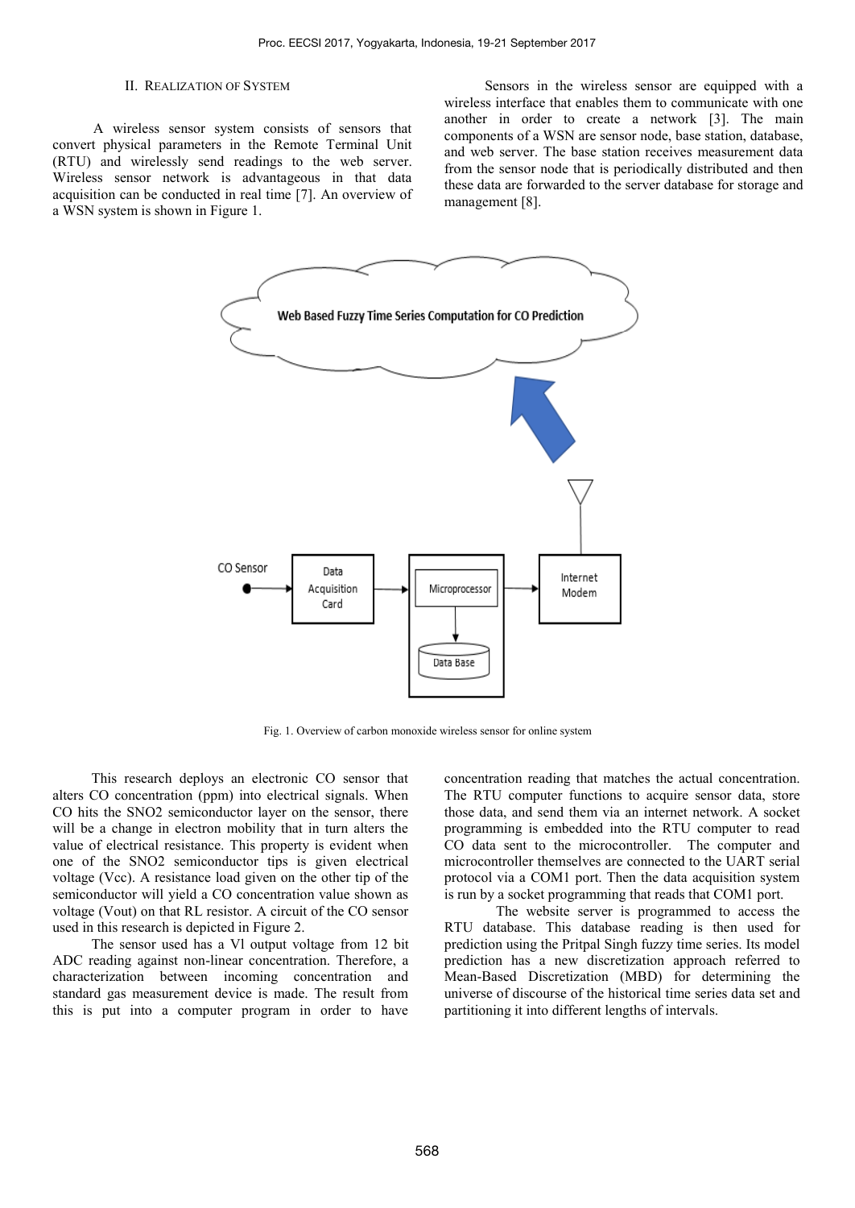## II. Realization of System

A wireless sensor system consists of sensors that convert physical parameters in the Remote Terminal Unit (RTU) and wirelessly send readings to the web server. Wireless sensor network is advantageous in that data acquisition can be conducted in real time [7]. An overview of a WSN system is shown in Figure 1.

Sensors in the wireless sensor are equipped with a wireless interface that enables them to communicate with one another in order to create a network [3]. The main components of a WSN are sensor node, base station, database, and web server. The base station receives measurement data from the sensor node that is periodically distributed and then these data are forwarded to the server database for storage and management [8].

Fig. 1. Overview of carbon monoxide wireless sensor for online system

This research deploys an electronic CO sensor that alters CO concentration (ppm) into electrical signals. When CO hits the SNO2 semiconductor layer on the sensor, there will be a change in electron mobility that in turn alters the value of electrical resistance. This property is evident when one of the SNO2 semiconductor tips is given electrical voltage (Vcc). A resistance load given on the other tip of the semiconductor will yield a CO concentration value shown as voltage (Vout) on that RL resistor. A circuit of the CO sensor used in this research is depicted in Figure 2.

The sensor used has a Vl output voltage from 12 bit ADC reading against non-linear concentration. Therefore, a characterization between incoming concentration and standard gas measurement device is made. The result from this is put into a computer program in order to have concentration reading that matches the actual concentration. The RTU computer functions to acquire sensor data, store those data, and send them via an internet network. A socket programming is embedded into the RTU computer to read CO data sent to the microcontroller. The computer and microcontroller themselves are connected to the UART serial protocol via a COM1 port. Then the data acquisition system is run by a socket programming that reads that COM1 port.

The website server is programmed to access the RTU database. This database reading is then used for prediction using the Pritpal Singh fuzzy time series. Its model prediction has a new discretization approach referred to Mean-Based Discretization (MBD) for determining the universe of discourse of the historical time series data set and partitioning it into different lengths of intervals.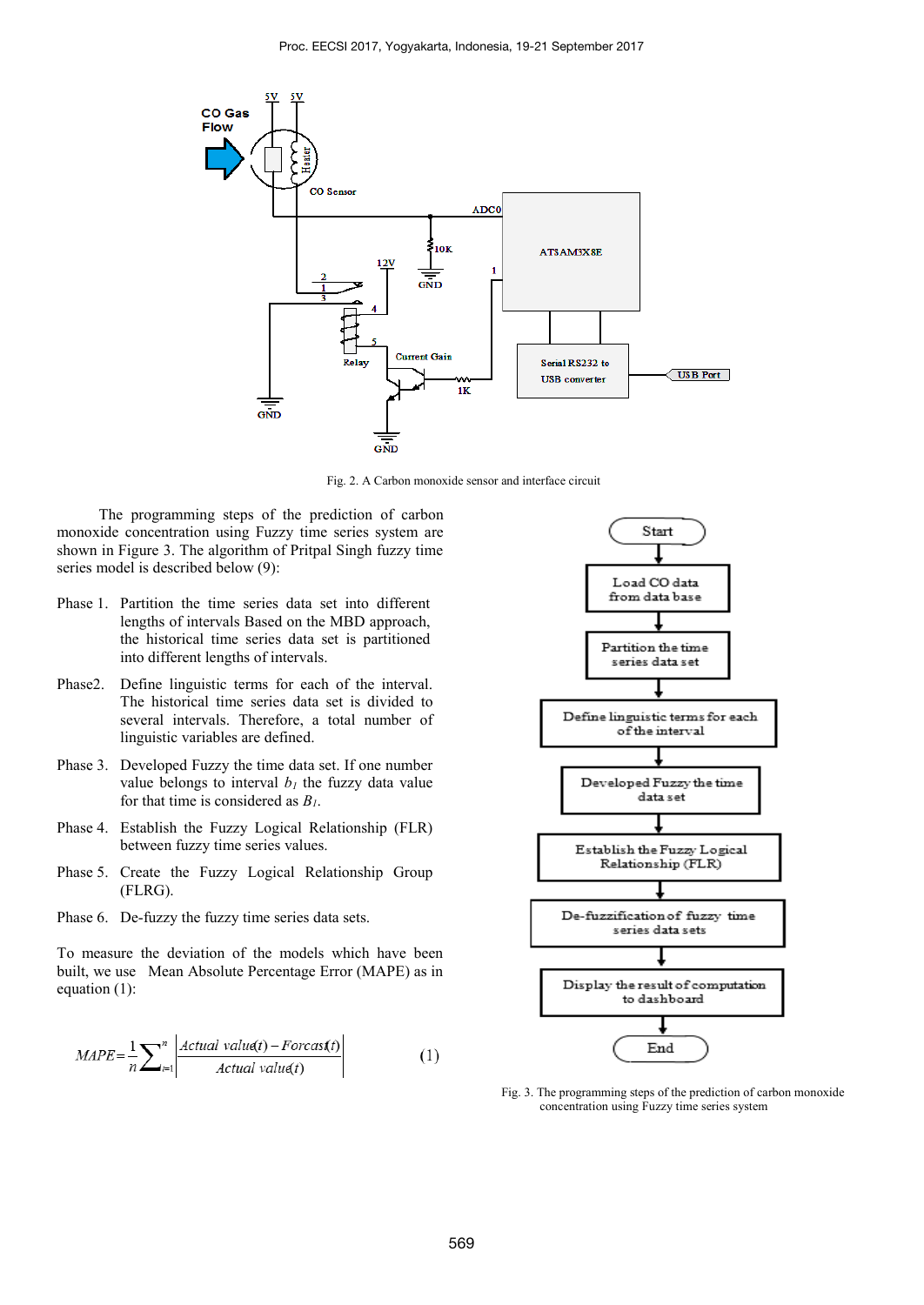Fig. 2. A Carbon monoxide sensor and interface circuit

The programming steps of the prediction of carbon monoxide concentration using Fuzzy time series system are shown in Figure 3. The algorithm of Pritpal Singh fuzzy time series model is described below (9):

Phase 1. Partition the time series data set into different lengths of intervals Based on the MBD approach, the historical time series data set is partitioned into different lengths of intervals.

Phase2. Define linguistic terms for each of the interval. The historical time series data set is divided to several intervals. Therefore, a total number of linguistic variables are defined.

Phase 3. Developed Fuzzy the time data set. If one number value belongs to interval $b_1$ the fuzzy data value for that time is considered as $B_1$.

Phase 4. Establish the Fuzzy Logical Relationship (FLR) between fuzzy time series values.

Phase 5. Create the Fuzzy Logical Relationship Group (FLRG).

Phase 6. De-fuzzy the fuzzy time series data sets.

To measure the deviation of the models which have been built, we use Mean Absolute Percentage Error (MAPE) as in equation (1):

$$MAPE = \frac{1}{n}\sum_{i=1}^{n}\left|\frac{Actual\ value(t) - Forcast(t)}{Actual\ value(t)}\right| \quad (1)$$

Fig. 3. The programming steps of the prediction of carbon monoxide concentration using Fuzzy time series system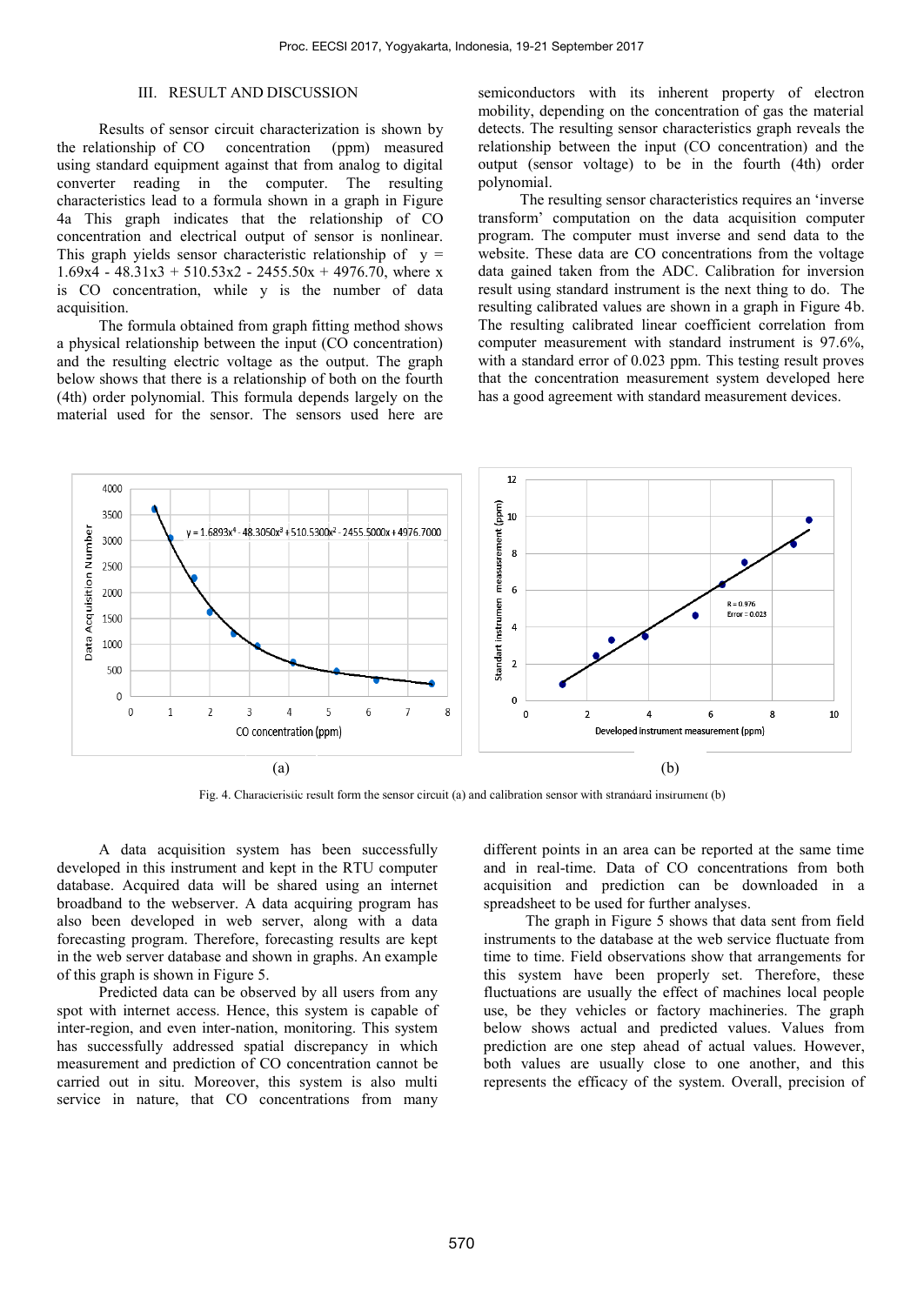## III. RESULT AND DISCUSSION

Results of sensor circuit characterization is shown by the relationship of CO concentration (ppm) measured using standard equipment against that from analog to digital converter reading in the computer. The resulting characteristics lead to a formula shown in a graph in Figure 4a This graph indicates that the relationship of CO concentration and electrical output of sensor is nonlinear. This graph yields sensor characteristic relationship of $y = 1.69x4 - 48.31x3 + 510.53x2 - 2455.50x + 4976.70$, where x is CO concentration, while y is the number of data acquisition.

The formula obtained from graph fitting method shows a physical relationship between the input (CO concentration) and the resulting electric voltage as the output. The graph below shows that there is a relationship of both on the fourth (4th) order polynomial. This formula depends largely on the material used for the sensor. The sensors used here are semiconductors with its inherent property of electron mobility, depending on the concentration of gas the material detects. The resulting sensor characteristics graph reveals the relationship between the input (CO concentration) and the output (sensor voltage) to be in the fourth (4th) order polynomial.

The resulting sensor characteristics requires an 'inverse transform' computation on the data acquisition computer program. The computer must inverse and send data to the website. These data are CO concentrations from the voltage data gained taken from the ADC. Calibration for inversion result using standard instrument is the next thing to do. The resulting calibrated values are shown in a graph in Figure 4b. The resulting calibrated linear coefficient correlation from computer measurement with standard instrument is 97.6%, with a standard error of 0.023 ppm. This testing result proves that the concentration measurement system developed here has a good agreement with standard measurement devices.

(a) (b)

Fig. 4. Characteristic result form the sensor circuit (a) and calibration sensor with strandard instrument (b)

A data acquisition system has been successfully developed in this instrument and kept in the RTU computer database. Acquired data will be shared using an internet broadband to the webserver. A data acquiring program has also been developed in web server, along with a data forecasting program. Therefore, forecasting results are kept in the web server database and shown in graphs. An example of this graph is shown in Figure 5.

Predicted data can be observed by all users from any spot with internet access. Hence, this system is capable of inter-region, and even inter-nation, monitoring. This system has successfully addressed spatial discrepancy in which measurement and prediction of CO concentration cannot be carried out in situ. Moreover, this system is also multi service in nature, that CO concentrations from many different points in an area can be reported at the same time and in real-time. Data of CO concentrations from both acquisition and prediction can be downloaded in a spreadsheet to be used for further analyses.

The graph in Figure 5 shows that data sent from field instruments to the database at the web service fluctuate from time to time. Field observations show that arrangements for this system have been properly set. Therefore, these fluctuations are usually the effect of machines local people use, be they vehicles or factory machineries. The graph below shows actual and predicted values. Values from prediction are one step ahead of actual values. However, both values are usually close to one another, and this represents the efficacy of the system. Overall, precision of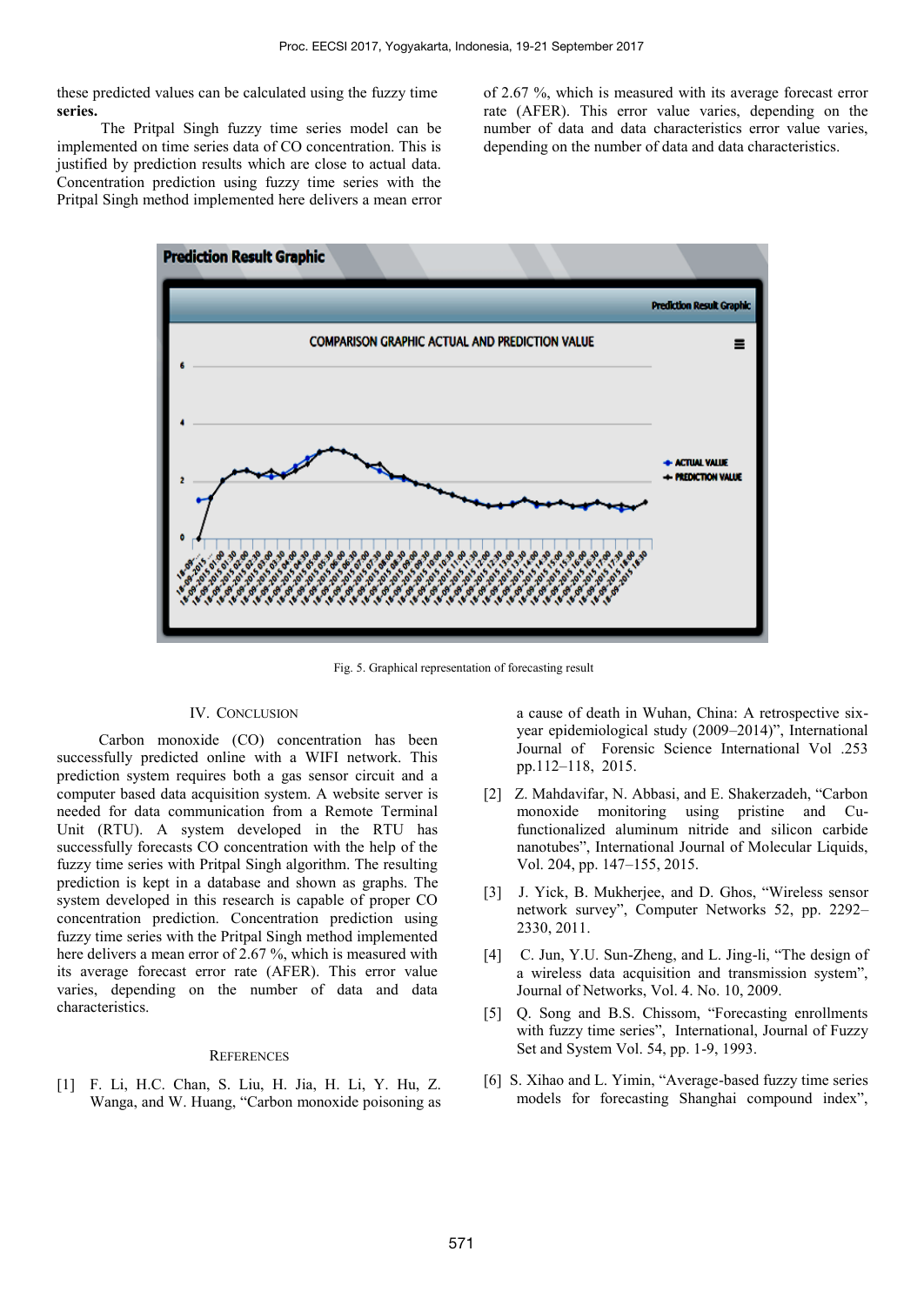these predicted values can be calculated using the fuzzy time **series.**

The Pritpal Singh fuzzy time series model can be implemented on time series data of CO concentration. This is justified by prediction results which are close to actual data. Concentration prediction using fuzzy time series with the Pritpal Singh method implemented here delivers a mean error of 2.67 %, which is measured with its average forecast error rate (AFER). This error value varies, depending on the number of data and data characteristics error value varies, depending on the number of data and data characteristics.

Fig. 5. Graphical representation of forecasting result

## IV. Conclusion

Carbon monoxide (CO) concentration has been successfully predicted online with a WIFI network. This prediction system requires both a gas sensor circuit and a computer based data acquisition system. A website server is needed for data communication from a Remote Terminal Unit (RTU). A system developed in the RTU has successfully forecasts CO concentration with the help of the fuzzy time series with Pritpal Singh algorithm. The resulting prediction is kept in a database and shown as graphs. The system developed in this research is capable of proper CO concentration prediction. Concentration prediction using fuzzy time series with the Pritpal Singh method implemented here delivers a mean error of 2.67 %, which is measured with its average forecast error rate (AFER). This error value varies, depending on the number of data and data characteristics.

## References

[1] F. Li, H.C. Chan, S. Liu, H. Jia, H. Li, Y. Hu, Z. Wanga, and W. Huang, "Carbon monoxide poisoning as a cause of death in Wuhan, China: A retrospective six-year epidemiological study (2009–2014)", International Journal of Forensic Science International Vol .253 pp.112–118, 2015.

[2] Z. Mahdavifar, N. Abbasi, and E. Shakerzadeh, "Carbon monoxide monitoring using pristine and Cu-functionalized aluminum nitride and silicon carbide nanotubes", International Journal of Molecular Liquids, Vol. 204, pp. 147–155, 2015.

[3] J. Yick, B. Mukherjee, and D. Ghos, "Wireless sensor network survey", Computer Networks 52, pp. 2292–2330, 2011.

[4] C. Jun, Y.U. Sun-Zheng, and L. Jing-li, "The design of a wireless data acquisition and transmission system", Journal of Networks, Vol. 4. No. 10, 2009.

[5] Q. Song and B.S. Chissom, "Forecasting enrollments with fuzzy time series", International, Journal of Fuzzy Set and System Vol. 54, pp. 1-9, 1993.

[6] S. Xihao and L. Yimin, "Average-based fuzzy time series models for forecasting Shanghai compound index",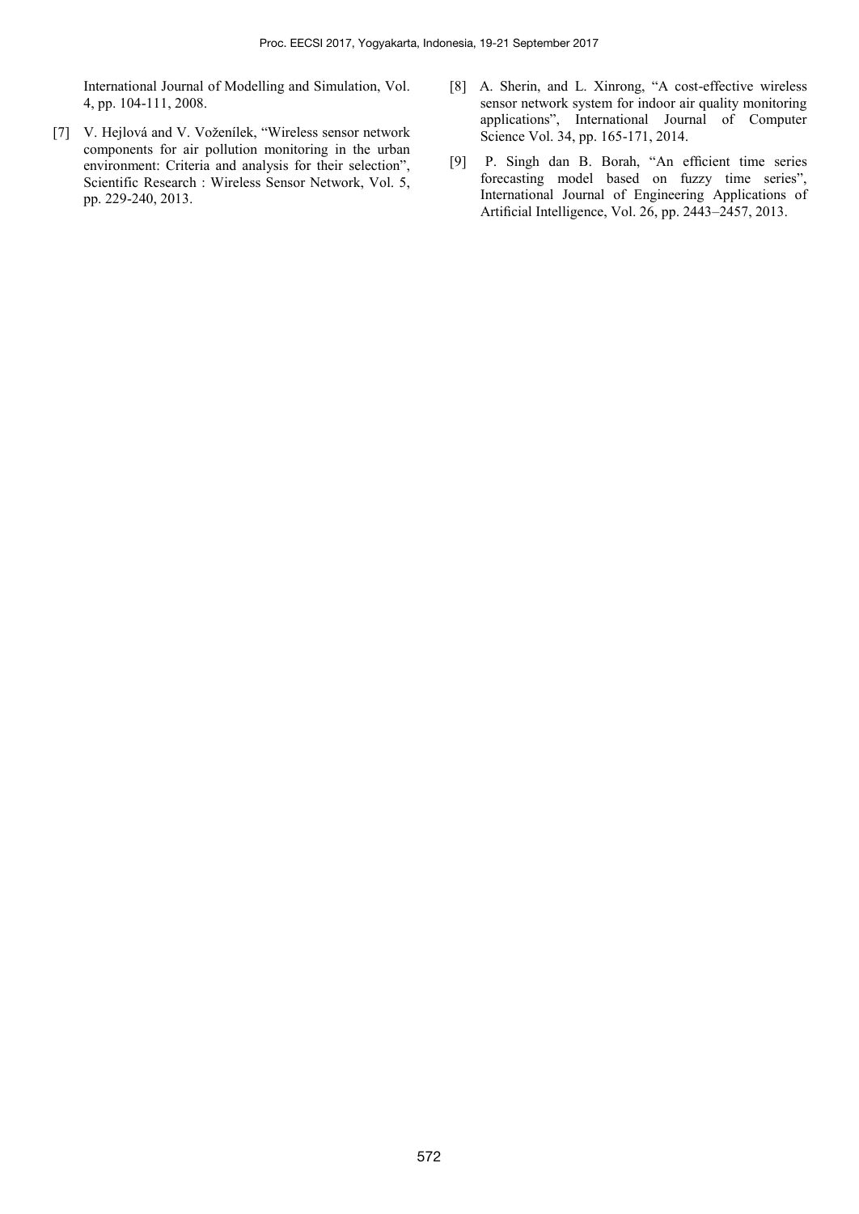International Journal of Modelling and Simulation, Vol. 4, pp. 104-111, 2008.

[7] V. Hejlová and V. Voženílek, "Wireless sensor network components for air pollution monitoring in the urban environment: Criteria and analysis for their selection", Scientific Research : Wireless Sensor Network, Vol. 5, pp. 229-240, 2013.

[8] A. Sherin, and L. Xinrong, "A cost-effective wireless sensor network system for indoor air quality monitoring applications", International Journal of Computer Science Vol. 34, pp. 165-171, 2014.

[9] P. Singh dan B. Borah, "An efficient time series forecasting model based on fuzzy time series", International Journal of Engineering Applications of Artificial Intelligence, Vol. 26, pp. 2443–2457, 2013.